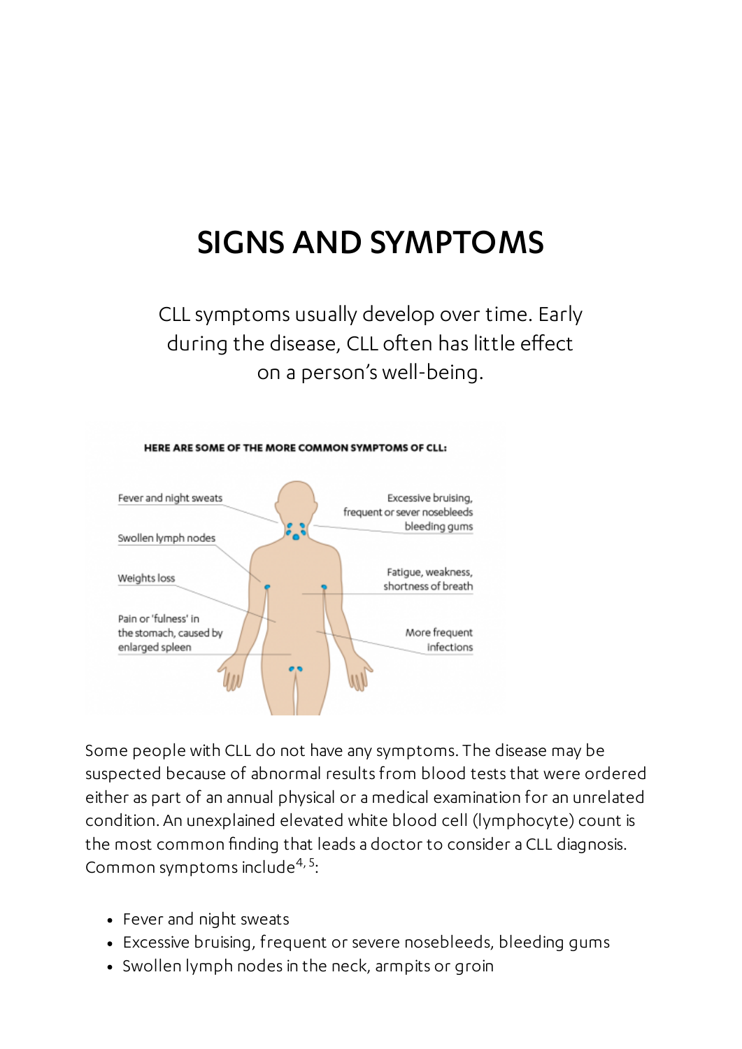# SIGNS AND SYMPTOMS

CLL symptoms usually develop over time. Early during the disease, CLL often has little effect on a person's well-being.

HERE ARE SOME OF THE MORE COMMON SYMPTOMS OF CLL:

Fever and night sweats

Swollen lymph nodes

Weights loss

Pain or 'fulness' in the stomach, caused by enlarged spleen

Excessive bruising, frequent or sever nosebleeds bleeding gums

Fatigue, weakness, shortness of breath

More frequent infections

Some people with CLL do not have any symptoms. The disease may be suspected because of abnormal results from blood tests that were ordered either as part of an annual physical or a medical examination for an unrelated condition. An unexplained elevated white blood cell (lymphocyte) count is the most common finding that leads a doctor to consider a CLL diagnosis. Common symptoms include[4, 5]:

- Fever and night sweats
- Excessive bruising, frequent or severe nosebleeds, bleeding gums
- Swollen lymph nodes in the neck, armpits or groin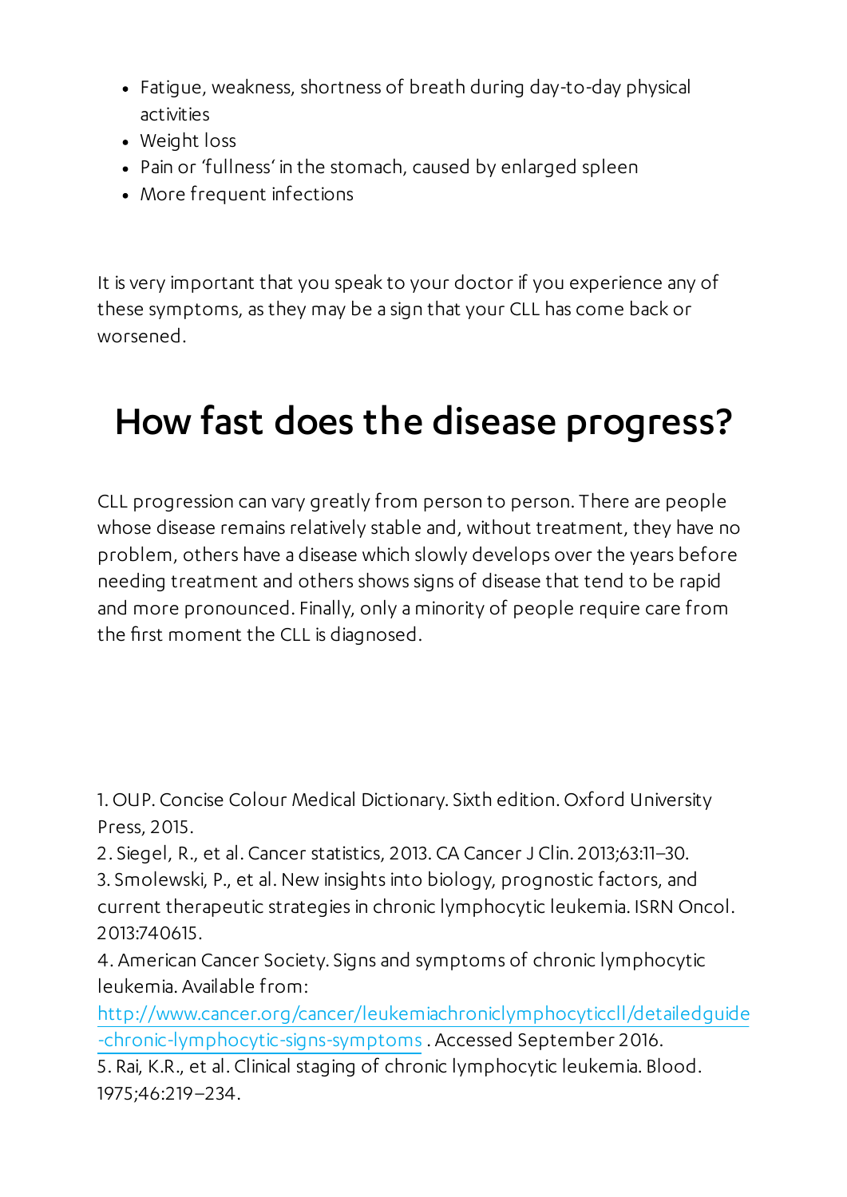- Fatigue, weakness, shortness of breath during day-to-day physical activities
- Weight loss
- Pain or 'fullness' in the stomach, caused by enlarged spleen
- More frequent infections

It is very important that you speak to your doctor if you experience any of these symptoms, as they may be a sign that your CLL has come back or worsened.

# How fast does the disease progress?

CLL progression can vary greatly from person to person. There are people whose disease remains relatively stable and, without treatment, they have no problem, others have a disease which slowly develops over the years before needing treatment and others shows signs of disease that tend to be rapid and more pronounced. Finally, only a minority of people require care from the first moment the CLL is diagnosed.

1. OUP. Concise Colour Medical Dictionary. Sixth edition. Oxford University Press, 2015.
2. Siegel, R., et al. Cancer statistics, 2013. CA Cancer J Clin. 2013;63:11–30.
3. Smolewski, P., et al. New insights into biology, prognostic factors, and current therapeutic strategies in chronic lymphocytic leukemia. ISRN Oncol. 2013:740615.
4. American Cancer Society. Signs and symptoms of chronic lymphocytic leukemia. Available from: [http://www.cancer.org/cancer/leukemiachroniclymphocyticcll/detailedguide-chronic-lymphocytic-signs-symptoms](http://www.cancer.org/cancer/leukemiachroniclymphocyticcll/detailedguide-chronic-lymphocytic-signs-symptoms) . Accessed September 2016.
5. Rai, K.R., et al. Clinical staging of chronic lymphocytic leukemia. Blood. 1975;46:219–234.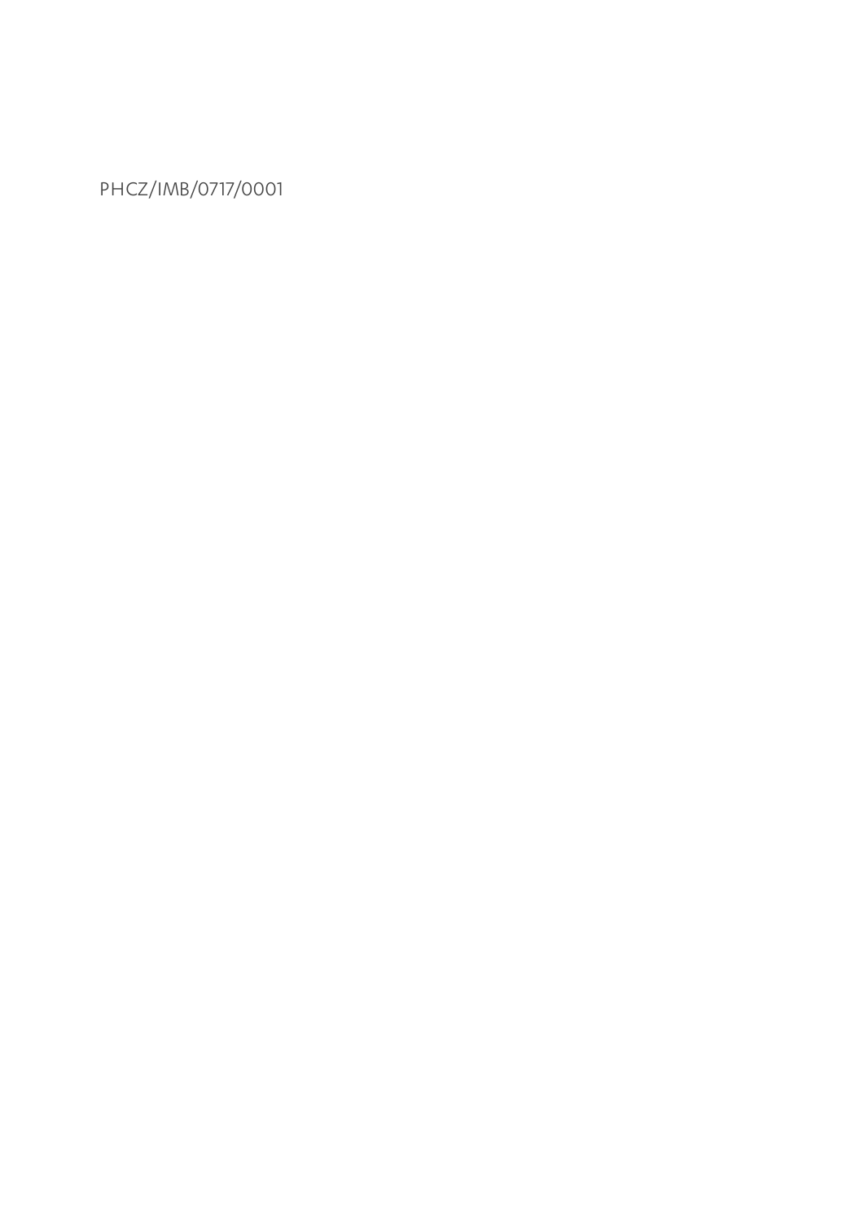PHCZ/IMB/0717/0001